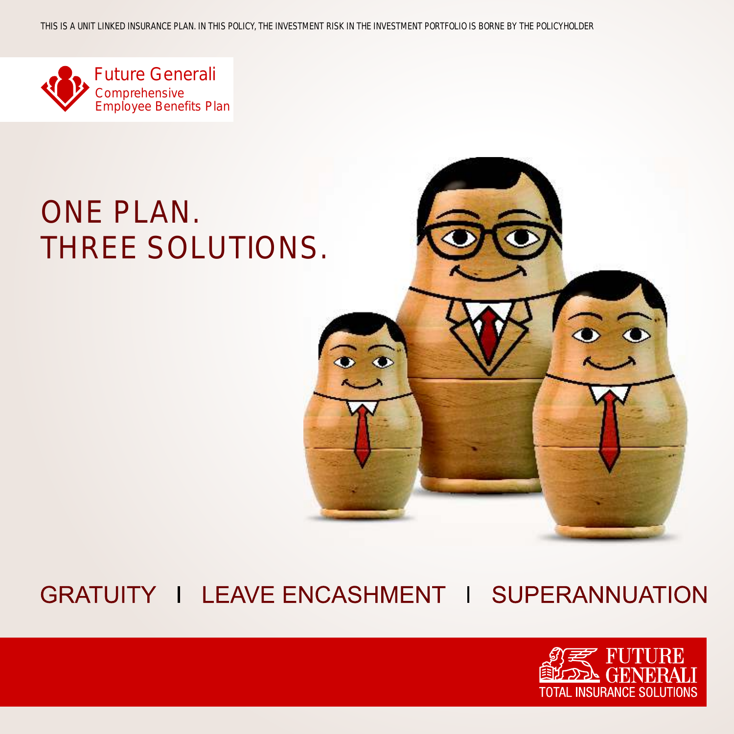THIS IS A UNIT LINKED INSURANCE PLAN. IN THIS POLICY, THE INVESTMENT RISK IN THE INVESTMENT PORTFOLIO IS BORNE BY THE POLICYHOLDER

Future Generali
Comprehensive
Employee Benefits Plan

# ONE PLAN.
# THREE SOLUTIONS.

GRATUITY | LEAVE ENCASHMENT | SUPERANNUATION

FUTURE GENERALI
TOTAL INSURANCE SOLUTIONS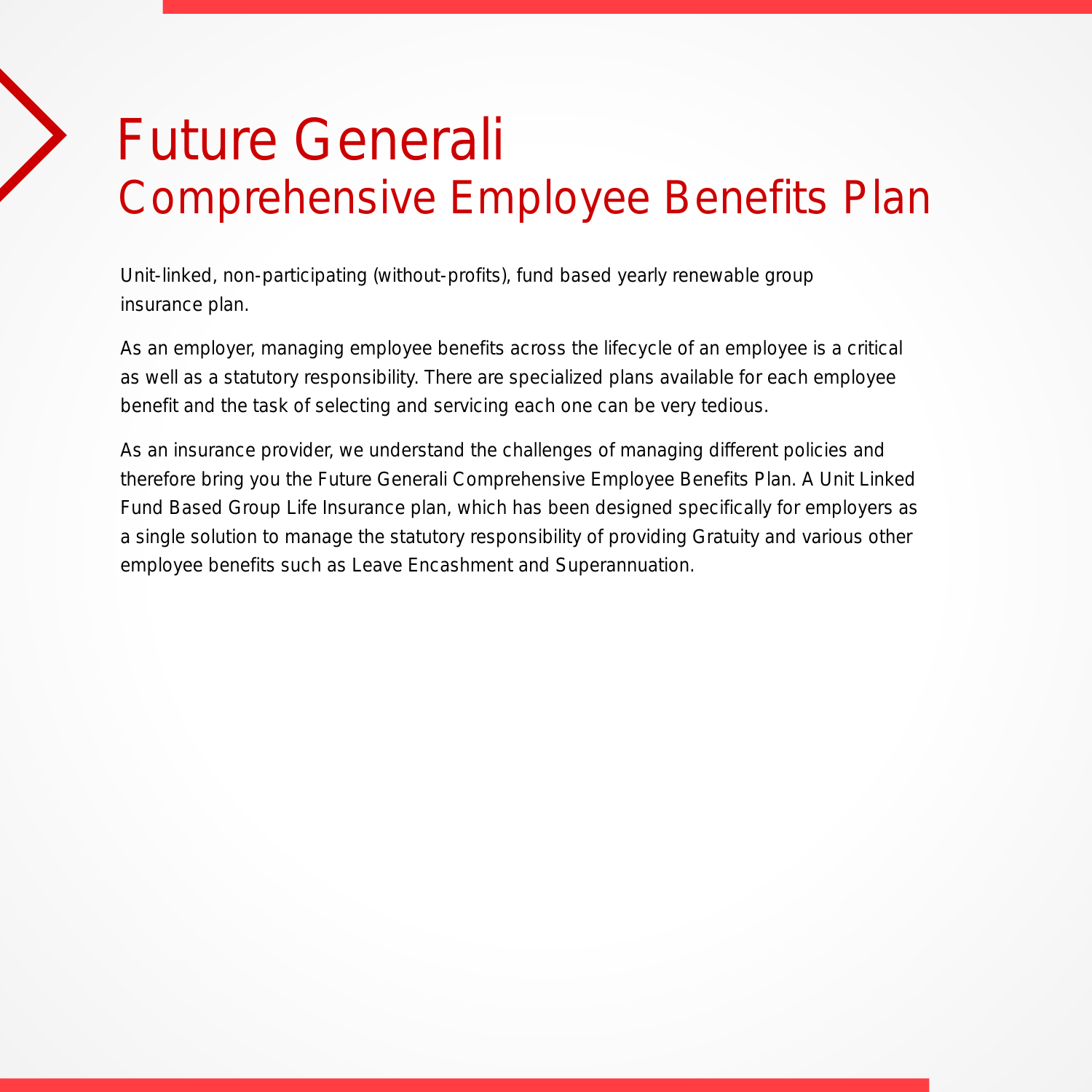# Future Generali
## Comprehensive Employee Benefits Plan

Unit-linked, non-participating (without-profits), fund based yearly renewable group insurance plan.

As an employer, managing employee benefits across the lifecycle of an employee is a critical as well as a statutory responsibility. There are specialized plans available for each employee benefit and the task of selecting and servicing each one can be very tedious.

As an insurance provider, we understand the challenges of managing different policies and therefore bring you the Future Generali Comprehensive Employee Benefits Plan. A Unit Linked Fund Based Group Life Insurance plan, which has been designed specifically for employers as a single solution to manage the statutory responsibility of providing Gratuity and various other employee benefits such as Leave Encashment and Superannuation.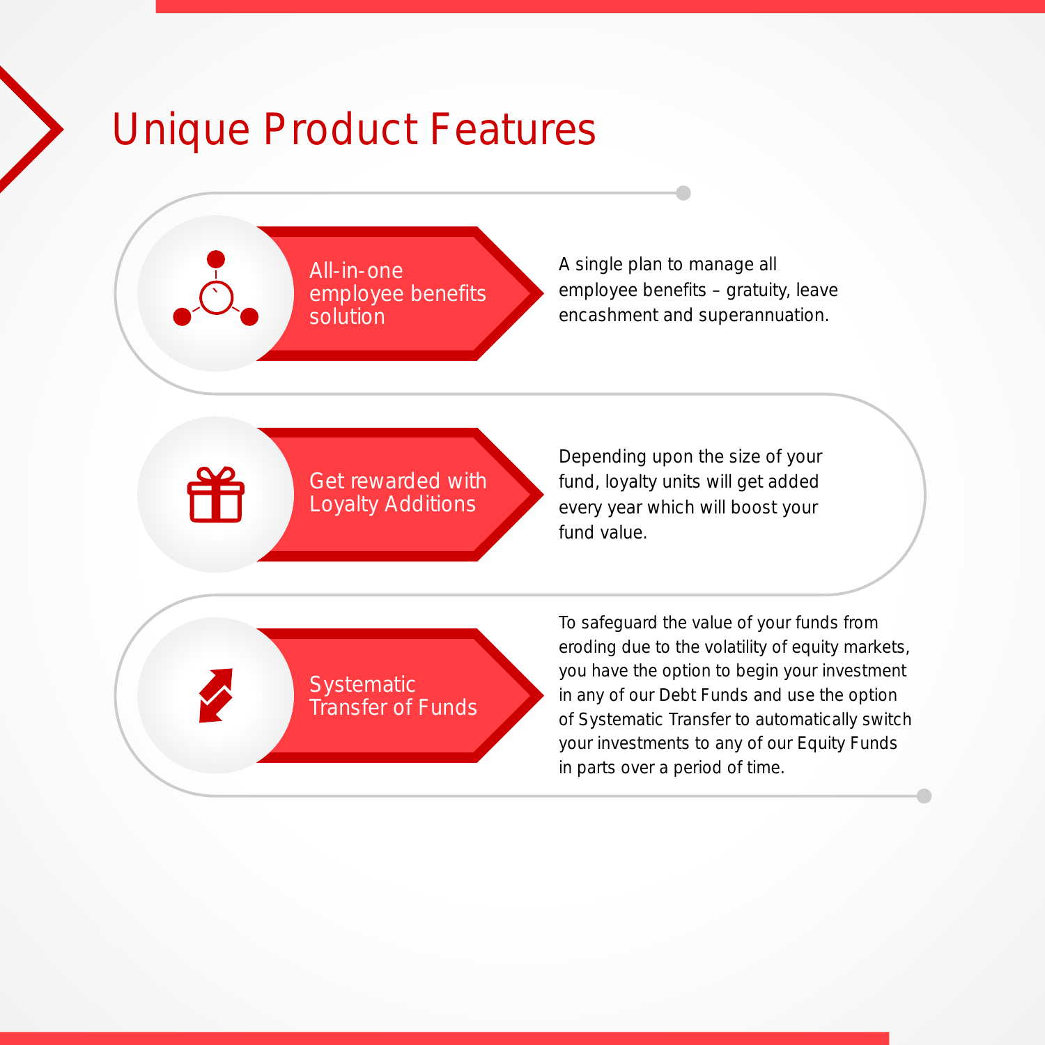# Unique Product Features

### All-in-one employee benefits solution

A single plan to manage all employee benefits – gratuity, leave encashment and superannuation.

### Get rewarded with Loyalty Additions

Depending upon the size of your fund, loyalty units will get added every year which will boost your fund value.

### Systematic Transfer of Funds

To safeguard the value of your funds from eroding due to the volatility of equity markets, you have the option to begin your investment in any of our Debt Funds and use the option of Systematic Transfer to automatically switch your investments to any of our Equity Funds in parts over a period of time.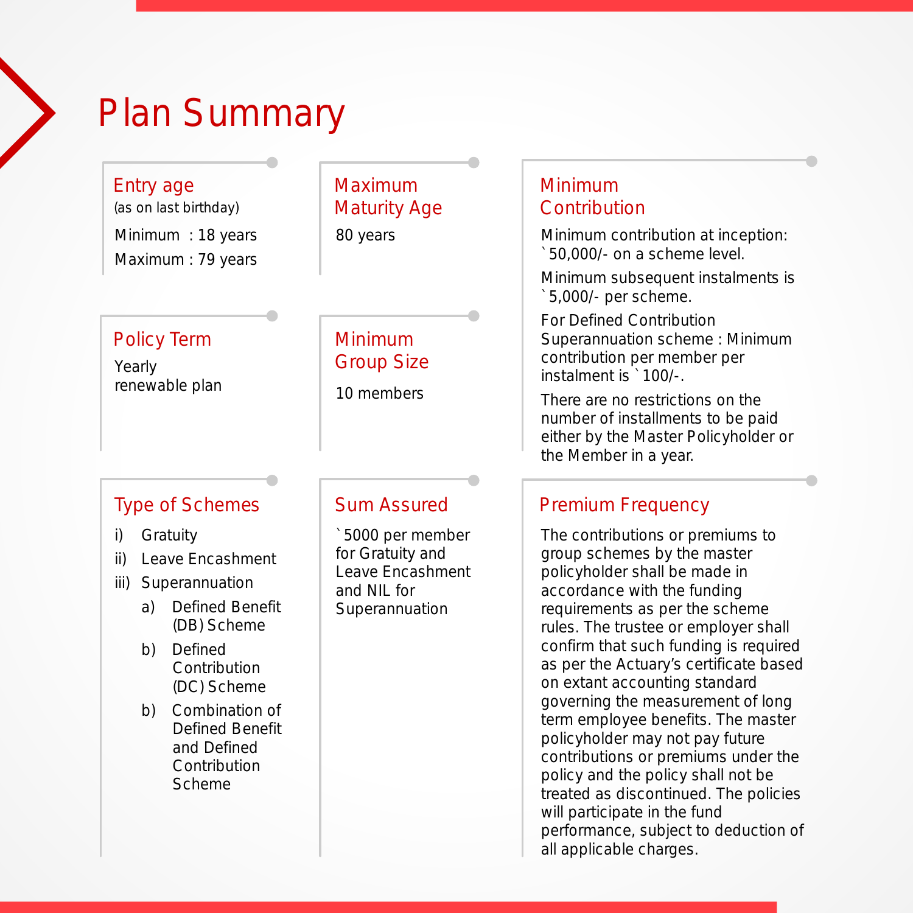# Plan Summary

## Entry age

(as on last birthday)

Minimum : 18 years

Maximum : 79 years

## Maximum Maturity Age

80 years

## Minimum Contribution

Minimum contribution at inception: `50,000/- on a scheme level.

Minimum subsequent instalments is `5,000/- per scheme.

For Defined Contribution Superannuation scheme : Minimum contribution per member per instalment is `100/-.

There are no restrictions on the number of installments to be paid either by the Master Policyholder or the Member in a year.

## Policy Term

Yearly renewable plan

## Minimum Group Size

10 members

## Type of Schemes

i) Gratuity

ii) Leave Encashment

iii) Superannuation

- a) Defined Benefit (DB) Scheme
- b) Defined Contribution (DC) Scheme
- b) Combination of Defined Benefit and Defined Contribution Scheme

## Sum Assured

`5000 per member for Gratuity and Leave Encashment and NIL for Superannuation

## Premium Frequency

The contributions or premiums to group schemes by the master policyholder shall be made in accordance with the funding requirements as per the scheme rules. The trustee or employer shall confirm that such funding is required as per the Actuary's certificate based on extant accounting standard governing the measurement of long term employee benefits. The master policyholder may not pay future contributions or premiums under the policy and the policy shall not be treated as discontinued. The policies will participate in the fund performance, subject to deduction of all applicable charges.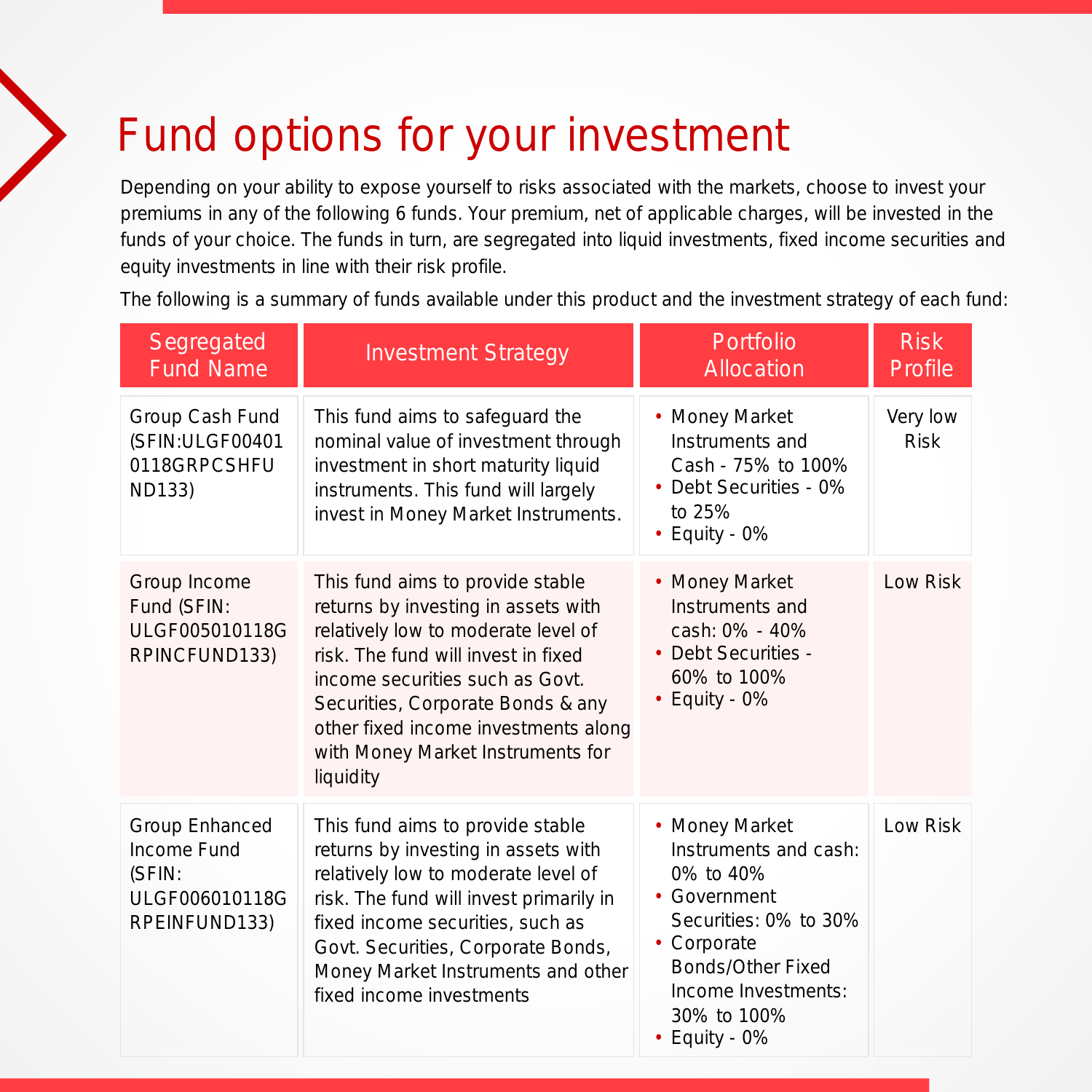# Fund options for your investment

Depending on your ability to expose yourself to risks associated with the markets, choose to invest your premiums in any of the following 6 funds. Your premium, net of applicable charges, will be invested in the funds of your choice. The funds in turn, are segregated into liquid investments, fixed income securities and equity investments in line with their risk profile.

The following is a summary of funds available under this product and the investment strategy of each fund:

| Segregated Fund Name | Investment Strategy | Portfolio Allocation | Risk Profile |
|---|---|---|---|
| Group Cash Fund (SFIN:ULGF004010118GRPCSHFUND133) | This fund aims to safeguard the nominal value of investment through investment in short maturity liquid instruments. This fund will largely invest in Money Market Instruments. | • Money Market Instruments and Cash - 75% to 100%<br>• Debt Securities - 0% to 25%<br>• Equity - 0% | Very low Risk |
| Group Income Fund (SFIN: ULGF005010118GRPINCFUND133) | This fund aims to provide stable returns by investing in assets with relatively low to moderate level of risk. The fund will invest in fixed income securities such as Govt. Securities, Corporate Bonds & any other fixed income investments along with Money Market Instruments for liquidity | • Money Market Instruments and cash: 0% - 40%<br>• Debt Securities - 60% to 100%<br>• Equity - 0% | Low Risk |
| Group Enhanced Income Fund (SFIN: ULGF006010118GRPEINFUND133) | This fund aims to provide stable returns by investing in assets with relatively low to moderate level of risk. The fund will invest primarily in fixed income securities, such as Govt. Securities, Corporate Bonds, Money Market Instruments and other fixed income investments | • Money Market Instruments and cash: 0% to 40%<br>• Government Securities: 0% to 30%<br>• Corporate Bonds/Other Fixed Income Investments: 30% to 100%<br>• Equity - 0% | Low Risk |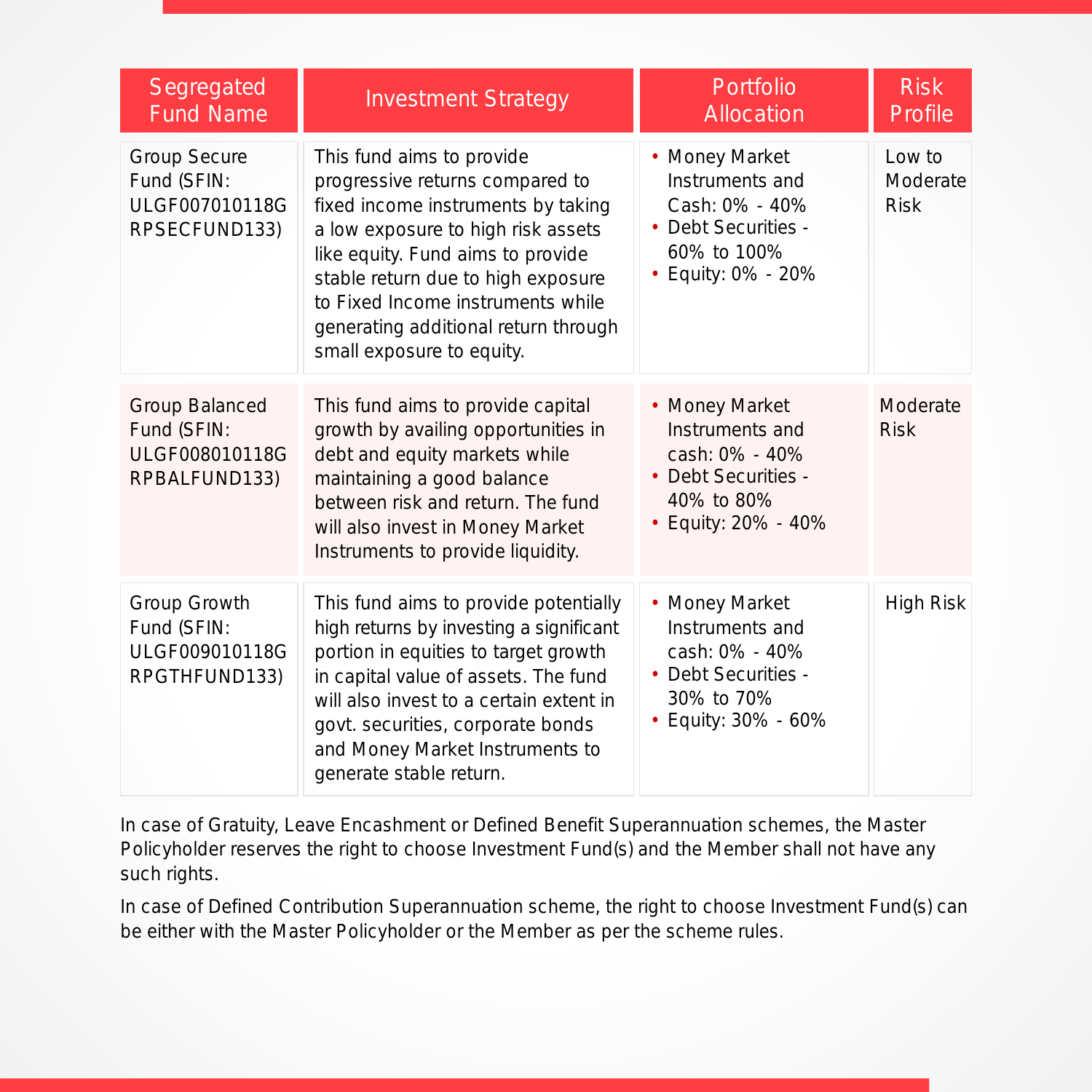| Segregated Fund Name | Investment Strategy | Portfolio Allocation | Risk Profile |
|---|---|---|---|
| Group Secure Fund (SFIN: ULGF007010118GRPSECFUND133) | This fund aims to provide progressive returns compared to fixed income instruments by taking a low exposure to high risk assets like equity. Fund aims to provide stable return due to high exposure to Fixed Income instruments while generating additional return through small exposure to equity. | • Money Market Instruments and Cash: 0% - 40%<br>• Debt Securities - 60% to 100%<br>• Equity: 0% - 20% | Low to Moderate Risk |
| Group Balanced Fund (SFIN: ULGF008010118GRPBALFUND133) | This fund aims to provide capital growth by availing opportunities in debt and equity markets while maintaining a good balance between risk and return. The fund will also invest in Money Market Instruments to provide liquidity. | • Money Market Instruments and cash: 0% - 40%<br>• Debt Securities - 40% to 80%<br>• Equity: 20% - 40% | Moderate Risk |
| Group Growth Fund (SFIN: ULGF009010118GRPGTHFUND133) | This fund aims to provide potentially high returns by investing a significant portion in equities to target growth in capital value of assets. The fund will also invest to a certain extent in govt. securities, corporate bonds and Money Market Instruments to generate stable return. | • Money Market Instruments and cash: 0% - 40%<br>• Debt Securities - 30% to 70%<br>• Equity: 30% - 60% | High Risk |

In case of Gratuity, Leave Encashment or Defined Benefit Superannuation schemes, the Master Policyholder reserves the right to choose Investment Fund(s) and the Member shall not have any such rights.

In case of Defined Contribution Superannuation scheme, the right to choose Investment Fund(s) can be either with the Master Policyholder or the Member as per the scheme rules.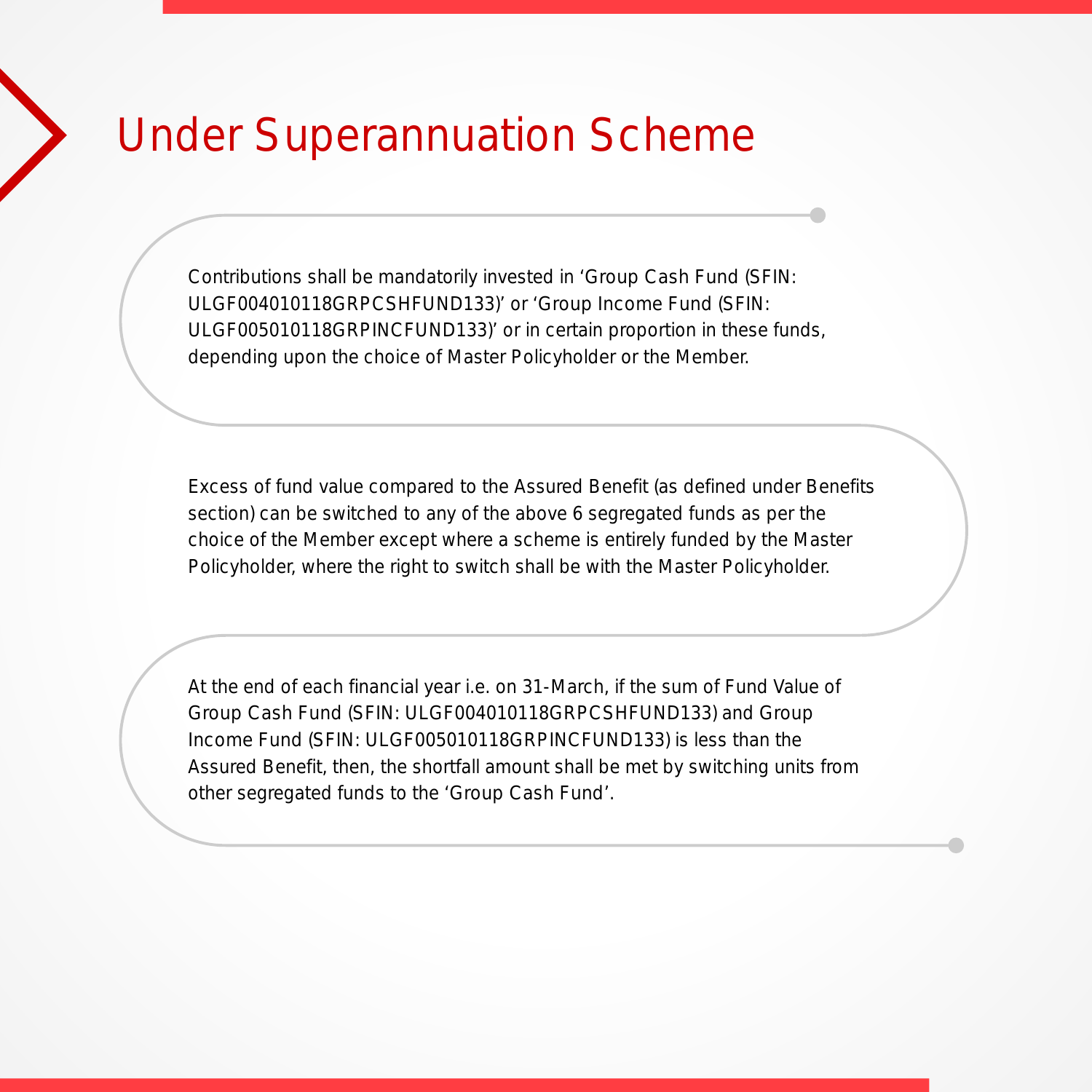# Under Superannuation Scheme

Contributions shall be mandatorily invested in 'Group Cash Fund (SFIN: ULGF004010118GRPCSHFUND133)' or 'Group Income Fund (SFIN: ULGF005010118GRPINCFUND133)' or in certain proportion in these funds, depending upon the choice of Master Policyholder or the Member.

Excess of fund value compared to the Assured Benefit (as defined under Benefits section) can be switched to any of the above 6 segregated funds as per the choice of the Member except where a scheme is entirely funded by the Master Policyholder, where the right to switch shall be with the Master Policyholder.

At the end of each financial year i.e. on 31-March, if the sum of Fund Value of Group Cash Fund (SFIN: ULGF004010118GRPCSHFUND133) and Group Income Fund (SFIN: ULGF005010118GRPINCFUND133) is less than the Assured Benefit, then, the shortfall amount shall be met by switching units from other segregated funds to the 'Group Cash Fund'.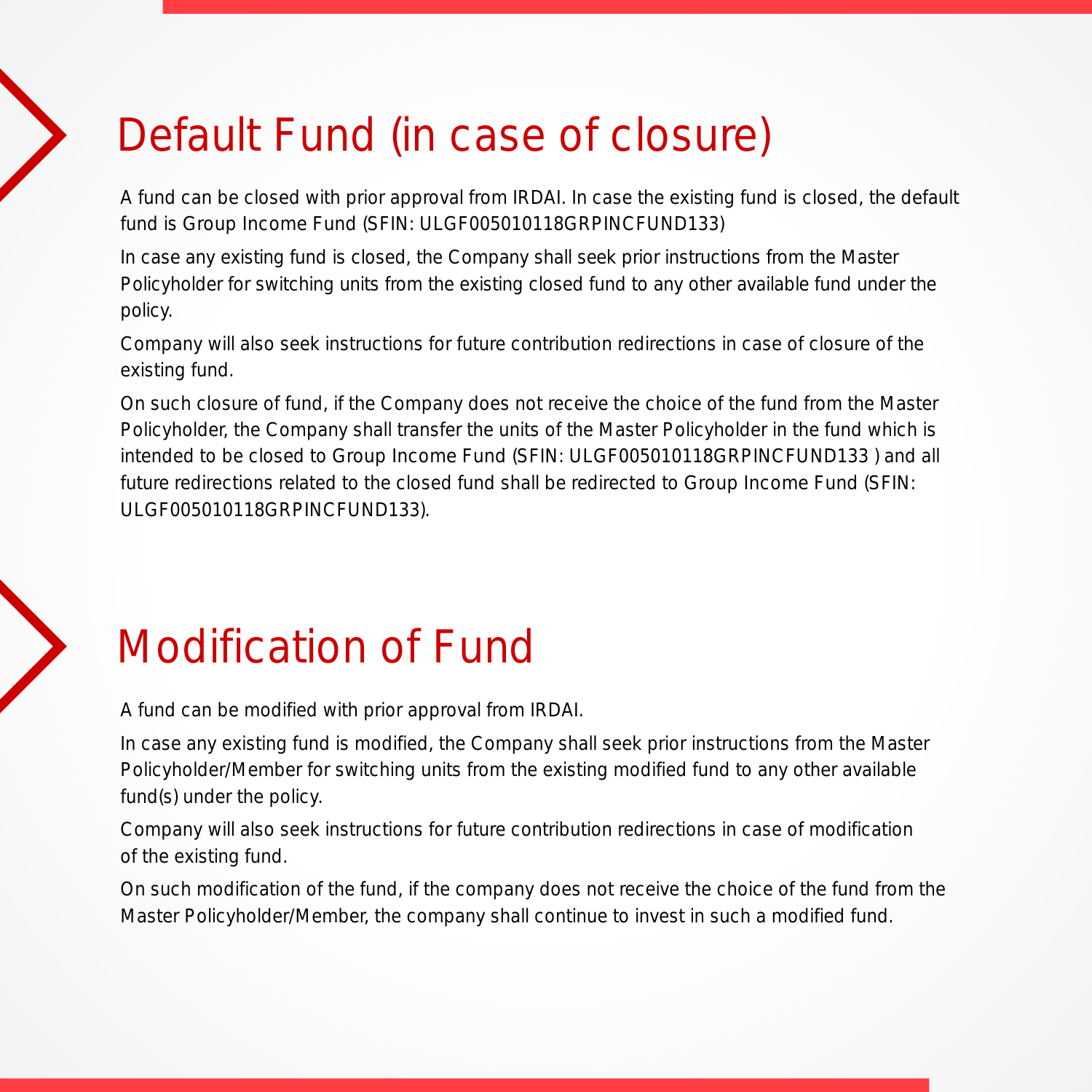## Default Fund (in case of closure)

A fund can be closed with prior approval from IRDAI. In case the existing fund is closed, the default fund is Group Income Fund (SFIN: ULGF005010118GRPINCFUND133)

In case any existing fund is closed, the Company shall seek prior instructions from the Master Policyholder for switching units from the existing closed fund to any other available fund under the policy.

Company will also seek instructions for future contribution redirections in case of closure of the existing fund.

On such closure of fund, if the Company does not receive the choice of the fund from the Master Policyholder, the Company shall transfer the units of the Master Policyholder in the fund which is intended to be closed to Group Income Fund (SFIN: ULGF005010118GRPINCFUND133 ) and all future redirections related to the closed fund shall be redirected to Group Income Fund (SFIN: ULGF005010118GRPINCFUND133).

## Modification of Fund

A fund can be modified with prior approval from IRDAI.

In case any existing fund is modified, the Company shall seek prior instructions from the Master Policyholder/Member for switching units from the existing modified fund to any other available fund(s) under the policy.

Company will also seek instructions for future contribution redirections in case of modification of the existing fund.

On such modification of the fund, if the company does not receive the choice of the fund from the Master Policyholder/Member, the company shall continue to invest in such a modified fund.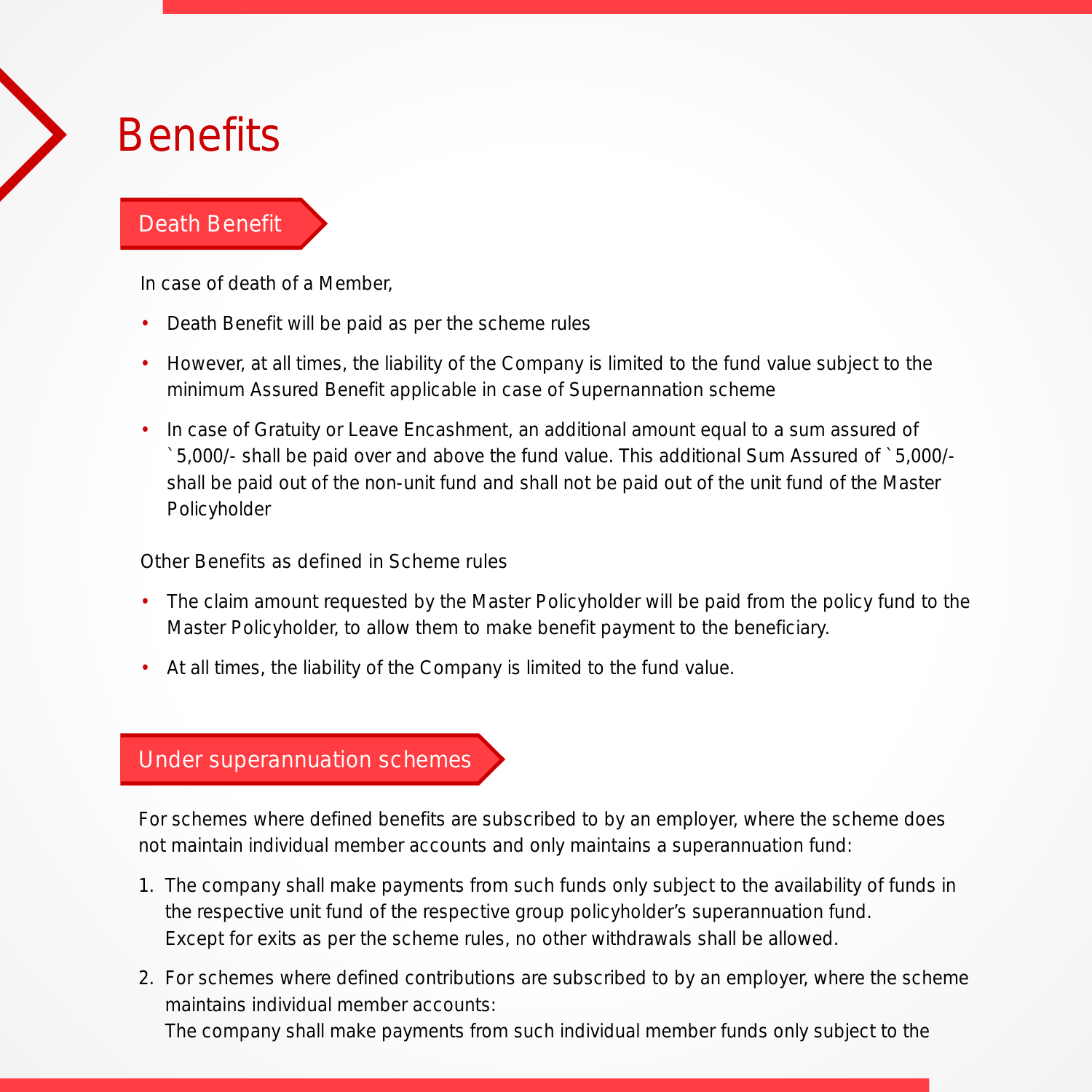# Benefits

## Death Benefit

In case of death of a Member,

- Death Benefit will be paid as per the scheme rules
- However, at all times, the liability of the Company is limited to the fund value subject to the minimum Assured Benefit applicable in case of Supernannation scheme
- In case of Gratuity or Leave Encashment, an additional amount equal to a sum assured of `5,000/- shall be paid over and above the fund value. This additional Sum Assured of `5,000/- shall be paid out of the non-unit fund and shall not be paid out of the unit fund of the Master Policyholder

Other Benefits as defined in Scheme rules

- The claim amount requested by the Master Policyholder will be paid from the policy fund to the Master Policyholder, to allow them to make benefit payment to the beneficiary.
- At all times, the liability of the Company is limited to the fund value.

## Under superannuation schemes

For schemes where defined benefits are subscribed to by an employer, where the scheme does not maintain individual member accounts and only maintains a superannuation fund:

1. The company shall make payments from such funds only subject to the availability of funds in the respective unit fund of the respective group policyholder's superannuation fund. Except for exits as per the scheme rules, no other withdrawals shall be allowed.
2. For schemes where defined contributions are subscribed to by an employer, where the scheme maintains individual member accounts:
   The company shall make payments from such individual member funds only subject to the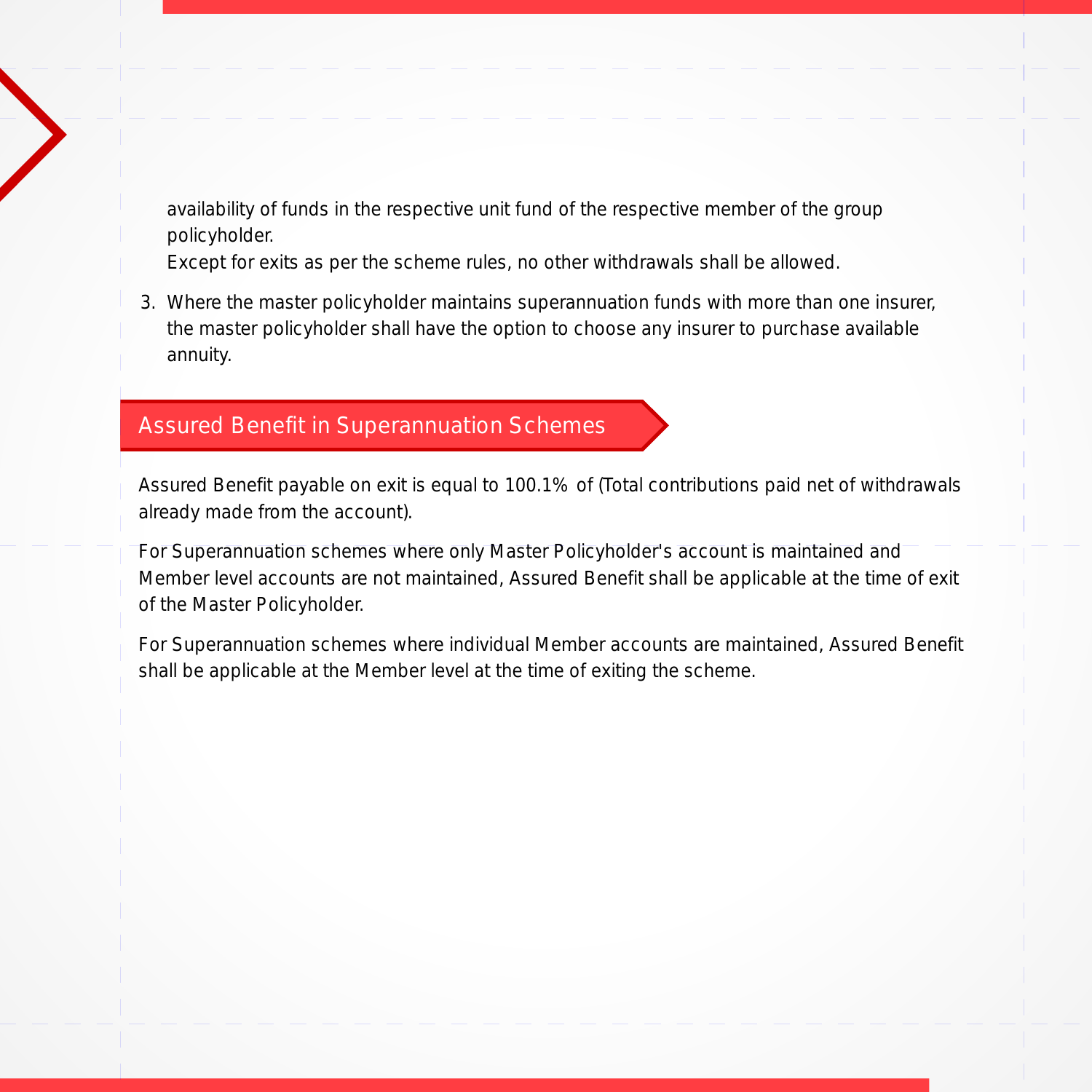availability of funds in the respective unit fund of the respective member of the group policyholder.

Except for exits as per the scheme rules, no other withdrawals shall be allowed.

3. Where the master policyholder maintains superannuation funds with more than one insurer, the master policyholder shall have the option to choose any insurer to purchase available annuity.

## Assured Benefit in Superannuation Schemes

Assured Benefit payable on exit is equal to 100.1% of (Total contributions paid net of withdrawals already made from the account).

For Superannuation schemes where only Master Policyholder's account is maintained and Member level accounts are not maintained, Assured Benefit shall be applicable at the time of exit of the Master Policyholder.

For Superannuation schemes where individual Member accounts are maintained, Assured Benefit shall be applicable at the Member level at the time of exiting the scheme.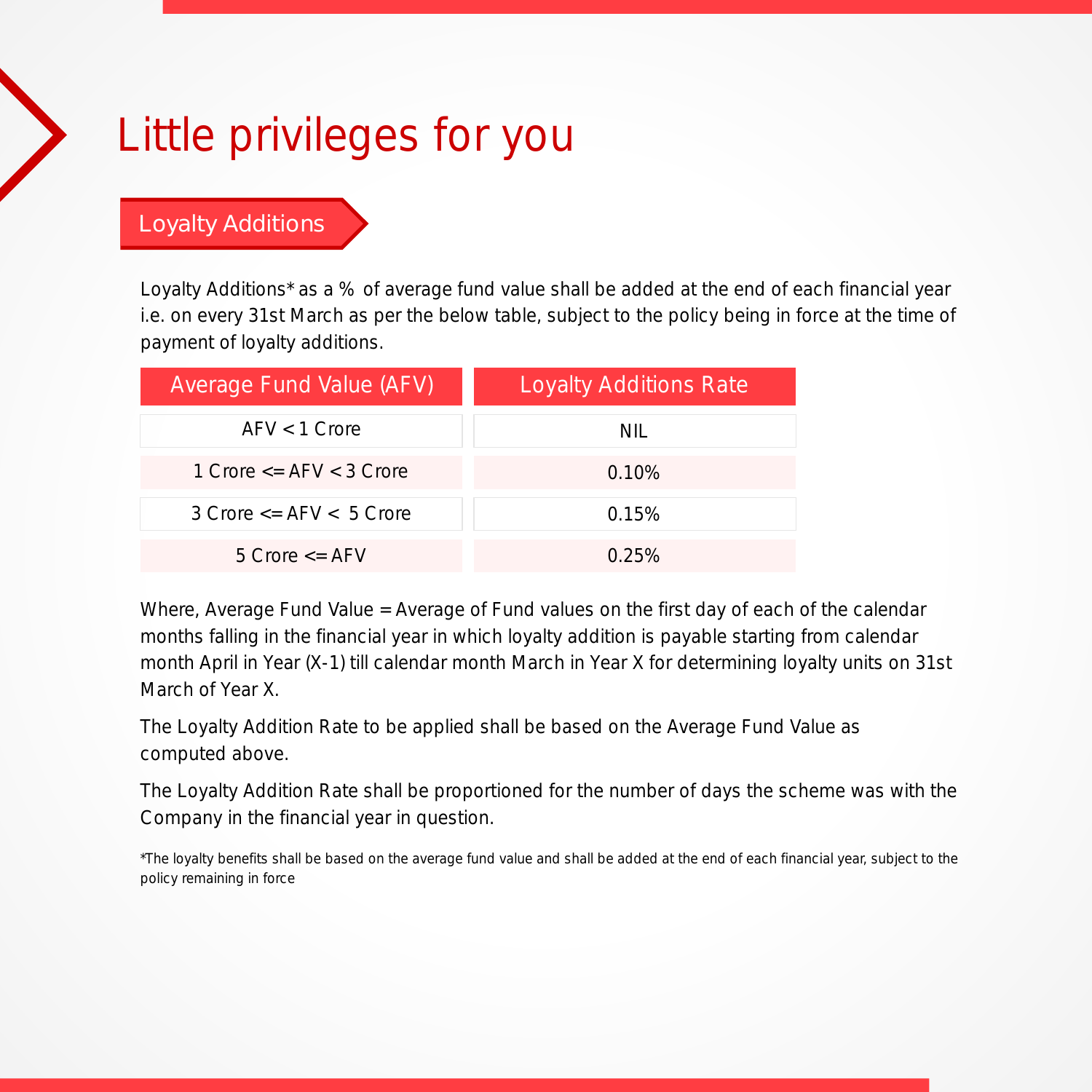# Little privileges for you

## Loyalty Additions

Loyalty Additions* as a % of average fund value shall be added at the end of each financial year i.e. on every 31st March as per the below table, subject to the policy being in force at the time of payment of loyalty additions.

| Average Fund Value (AFV) | Loyalty Additions Rate |
| --- | --- |
| AFV < 1 Crore | NIL |
| 1 Crore <= AFV < 3 Crore | 0.10% |
| 3 Crore <= AFV < 5 Crore | 0.15% |
| 5 Crore <= AFV | 0.25% |

Where, Average Fund Value = Average of Fund values on the first day of each of the calendar months falling in the financial year in which loyalty addition is payable starting from calendar month April in Year (X-1) till calendar month March in Year X for determining loyalty units on 31st March of Year X.

The Loyalty Addition Rate to be applied shall be based on the Average Fund Value as computed above.

The Loyalty Addition Rate shall be proportioned for the number of days the scheme was with the Company in the financial year in question.

*The loyalty benefits shall be based on the average fund value and shall be added at the end of each financial year, subject to the policy remaining in force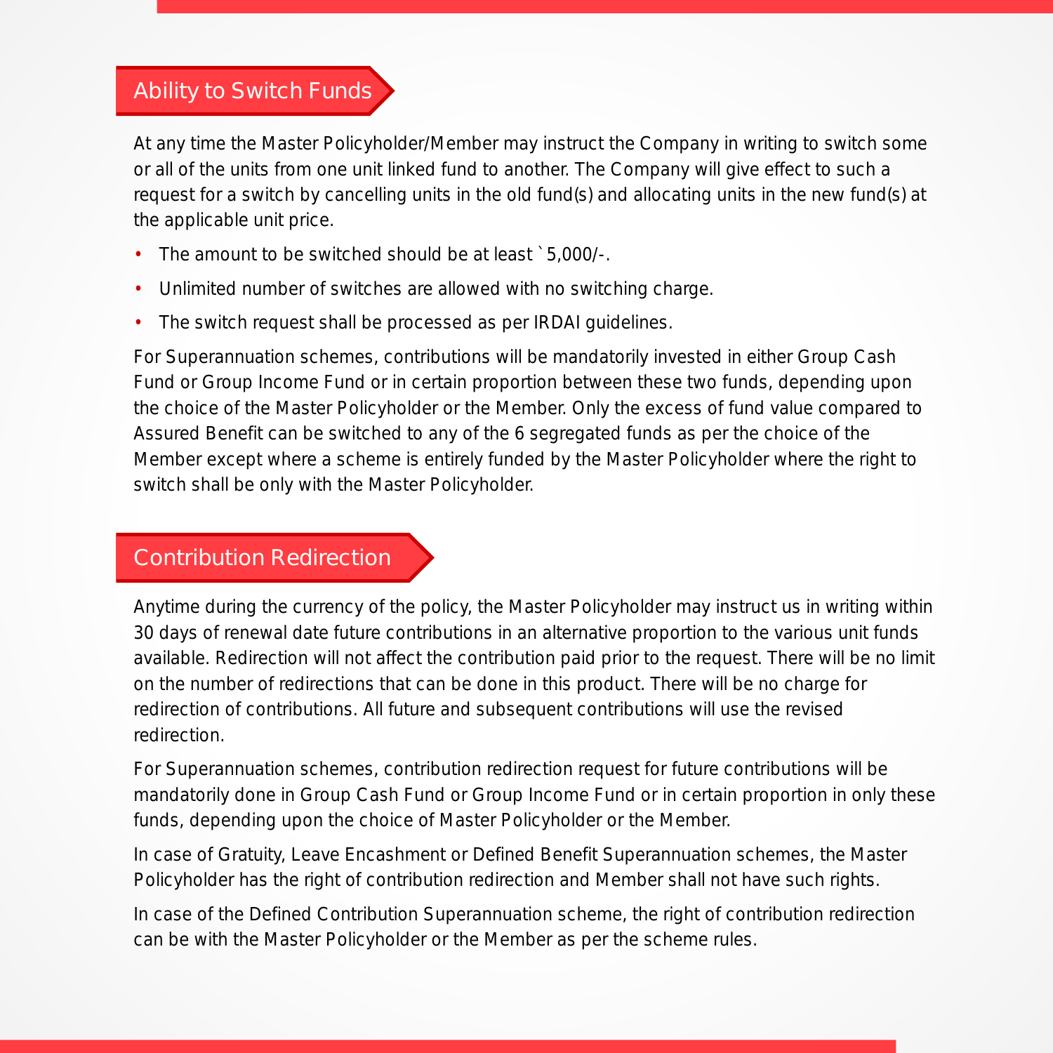## Ability to Switch Funds

At any time the Master Policyholder/Member may instruct the Company in writing to switch some or all of the units from one unit linked fund to another. The Company will give effect to such a request for a switch by cancelling units in the old fund(s) and allocating units in the new fund(s) at the applicable unit price.

- The amount to be switched should be at least ` 5,000/-.
- Unlimited number of switches are allowed with no switching charge.
- The switch request shall be processed as per IRDAI guidelines.

For Superannuation schemes, contributions will be mandatorily invested in either Group Cash Fund or Group Income Fund or in certain proportion between these two funds, depending upon the choice of the Master Policyholder or the Member. Only the excess of fund value compared to Assured Benefit can be switched to any of the 6 segregated funds as per the choice of the Member except where a scheme is entirely funded by the Master Policyholder where the right to switch shall be only with the Master Policyholder.

## Contribution Redirection

Anytime during the currency of the policy, the Master Policyholder may instruct us in writing within 30 days of renewal date future contributions in an alternative proportion to the various unit funds available. Redirection will not affect the contribution paid prior to the request. There will be no limit on the number of redirections that can be done in this product. There will be no charge for redirection of contributions. All future and subsequent contributions will use the revised redirection.

For Superannuation schemes, contribution redirection request for future contributions will be mandatorily done in Group Cash Fund or Group Income Fund or in certain proportion in only these funds, depending upon the choice of Master Policyholder or the Member.

In case of Gratuity, Leave Encashment or Defined Benefit Superannuation schemes, the Master Policyholder has the right of contribution redirection and Member shall not have such rights.

In case of the Defined Contribution Superannuation scheme, the right of contribution redirection can be with the Master Policyholder or the Member as per the scheme rules.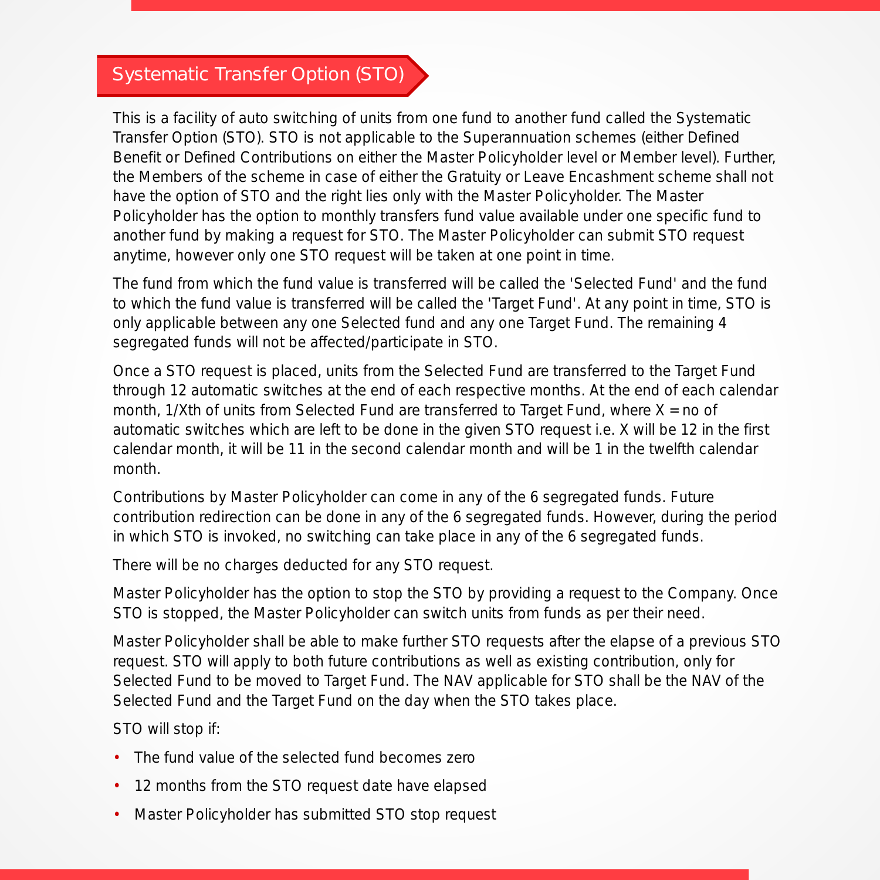## Systematic Transfer Option (STO)

This is a facility of auto switching of units from one fund to another fund called the Systematic Transfer Option (STO). STO is not applicable to the Superannuation schemes (either Defined Benefit or Defined Contributions on either the Master Policyholder level or Member level). Further, the Members of the scheme in case of either the Gratuity or Leave Encashment scheme shall not have the option of STO and the right lies only with the Master Policyholder. The Master Policyholder has the option to monthly transfers fund value available under one specific fund to another fund by making a request for STO. The Master Policyholder can submit STO request anytime, however only one STO request will be taken at one point in time.

The fund from which the fund value is transferred will be called the 'Selected Fund' and the fund to which the fund value is transferred will be called the 'Target Fund'. At any point in time, STO is only applicable between any one Selected fund and any one Target Fund. The remaining 4 segregated funds will not be affected/participate in STO.

Once a STO request is placed, units from the Selected Fund are transferred to the Target Fund through 12 automatic switches at the end of each respective months. At the end of each calendar month, 1/Xth of units from Selected Fund are transferred to Target Fund, where X = no of automatic switches which are left to be done in the given STO request i.e. X will be 12 in the first calendar month, it will be 11 in the second calendar month and will be 1 in the twelfth calendar month.

Contributions by Master Policyholder can come in any of the 6 segregated funds. Future contribution redirection can be done in any of the 6 segregated funds. However, during the period in which STO is invoked, no switching can take place in any of the 6 segregated funds.

There will be no charges deducted for any STO request.

Master Policyholder has the option to stop the STO by providing a request to the Company. Once STO is stopped, the Master Policyholder can switch units from funds as per their need.

Master Policyholder shall be able to make further STO requests after the elapse of a previous STO request. STO will apply to both future contributions as well as existing contribution, only for Selected Fund to be moved to Target Fund. The NAV applicable for STO shall be the NAV of the Selected Fund and the Target Fund on the day when the STO takes place.

STO will stop if:

- The fund value of the selected fund becomes zero
- 12 months from the STO request date have elapsed
- Master Policyholder has submitted STO stop request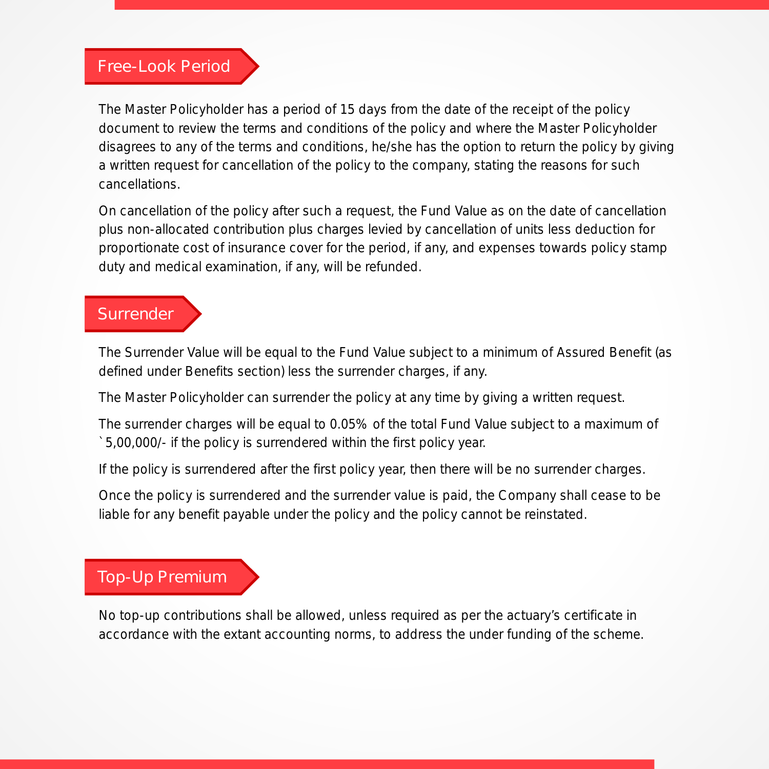## Free-Look Period

The Master Policyholder has a period of 15 days from the date of the receipt of the policy document to review the terms and conditions of the policy and where the Master Policyholder disagrees to any of the terms and conditions, he/she has the option to return the policy by giving a written request for cancellation of the policy to the company, stating the reasons for such cancellations.

On cancellation of the policy after such a request, the Fund Value as on the date of cancellation plus non-allocated contribution plus charges levied by cancellation of units less deduction for proportionate cost of insurance cover for the period, if any, and expenses towards policy stamp duty and medical examination, if any, will be refunded.

## Surrender

The Surrender Value will be equal to the Fund Value subject to a minimum of Assured Benefit (as defined under Benefits section) less the surrender charges, if any.

The Master Policyholder can surrender the policy at any time by giving a written request.

The surrender charges will be equal to 0.05% of the total Fund Value subject to a maximum of `5,00,000/- if the policy is surrendered within the first policy year.

If the policy is surrendered after the first policy year, then there will be no surrender charges.

Once the policy is surrendered and the surrender value is paid, the Company shall cease to be liable for any benefit payable under the policy and the policy cannot be reinstated.

## Top-Up Premium

No top-up contributions shall be allowed, unless required as per the actuary's certificate in accordance with the extant accounting norms, to address the under funding of the scheme.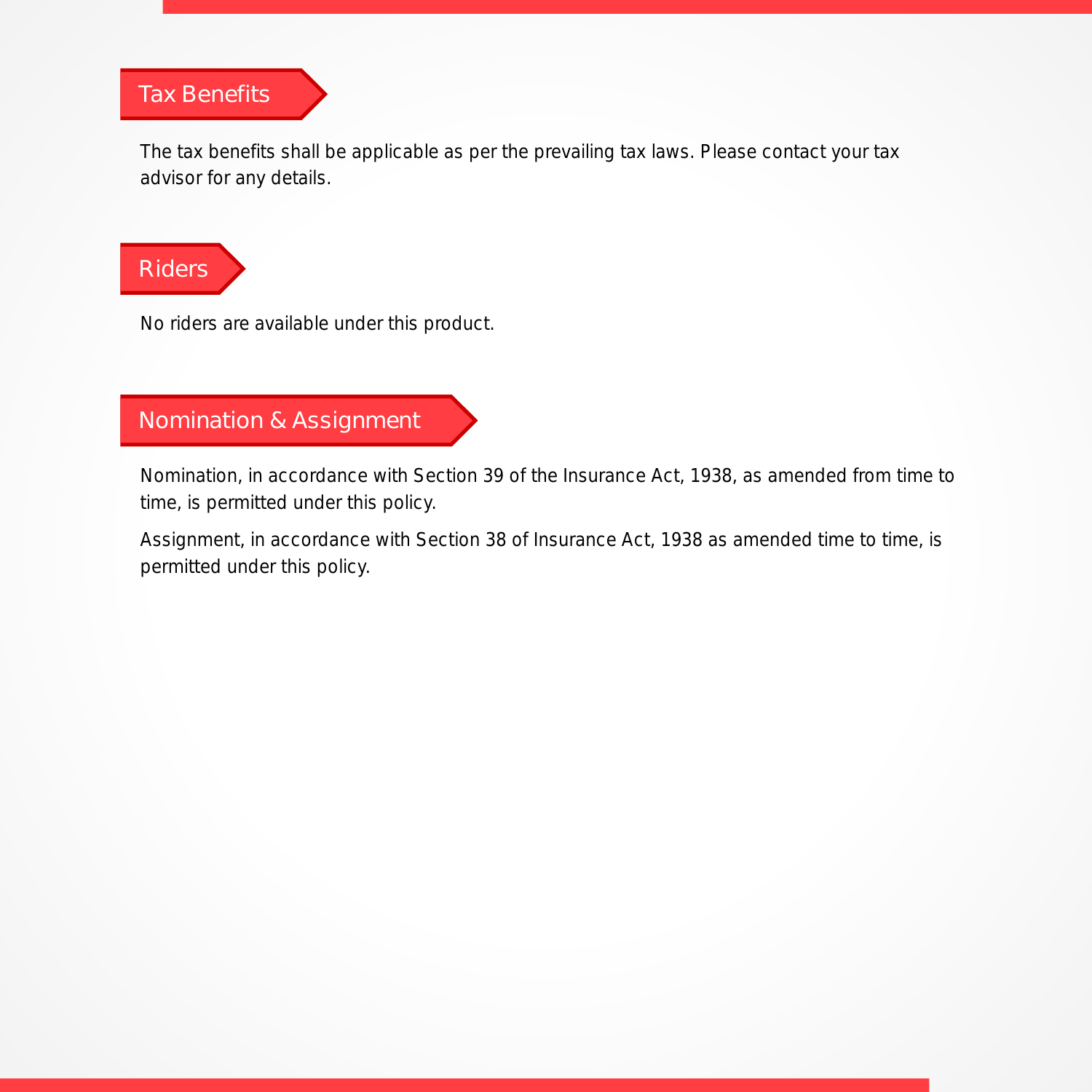## Tax Benefits

The tax benefits shall be applicable as per the prevailing tax laws. Please contact your tax advisor for any details.

## Riders

No riders are available under this product.

## Nomination & Assignment

Nomination, in accordance with Section 39 of the Insurance Act, 1938, as amended from time to time, is permitted under this policy.

Assignment, in accordance with Section 38 of Insurance Act, 1938 as amended time to time, is permitted under this policy.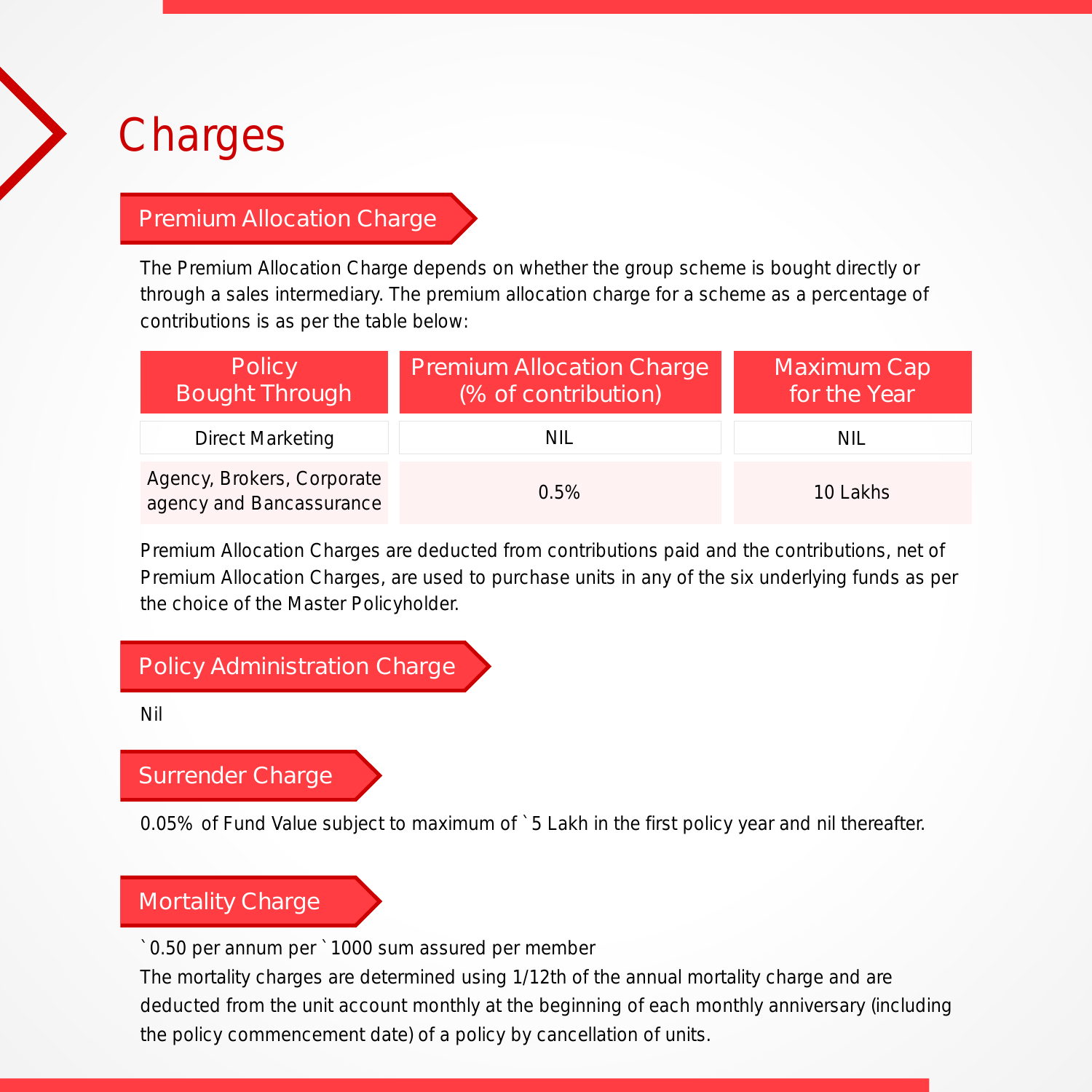# Charges

## Premium Allocation Charge

The Premium Allocation Charge depends on whether the group scheme is bought directly or through a sales intermediary. The premium allocation charge for a scheme as a percentage of contributions is as per the table below:

| Policy Bought Through | Premium Allocation Charge (% of contribution) | Maximum Cap for the Year |
|---|---|---|
| Direct Marketing | NIL | NIL |
| Agency, Brokers, Corporate agency and Bancassurance | 0.5% | 10 Lakhs |

Premium Allocation Charges are deducted from contributions paid and the contributions, net of Premium Allocation Charges, are used to purchase units in any of the six underlying funds as per the choice of the Master Policyholder.

## Policy Administration Charge

Nil

## Surrender Charge

0.05% of Fund Value subject to maximum of ` 5 Lakh in the first policy year and nil thereafter.

## Mortality Charge

` 0.50 per annum per ` 1000 sum assured per member

The mortality charges are determined using 1/12th of the annual mortality charge and are deducted from the unit account monthly at the beginning of each monthly anniversary (including the policy commencement date) of a policy by cancellation of units.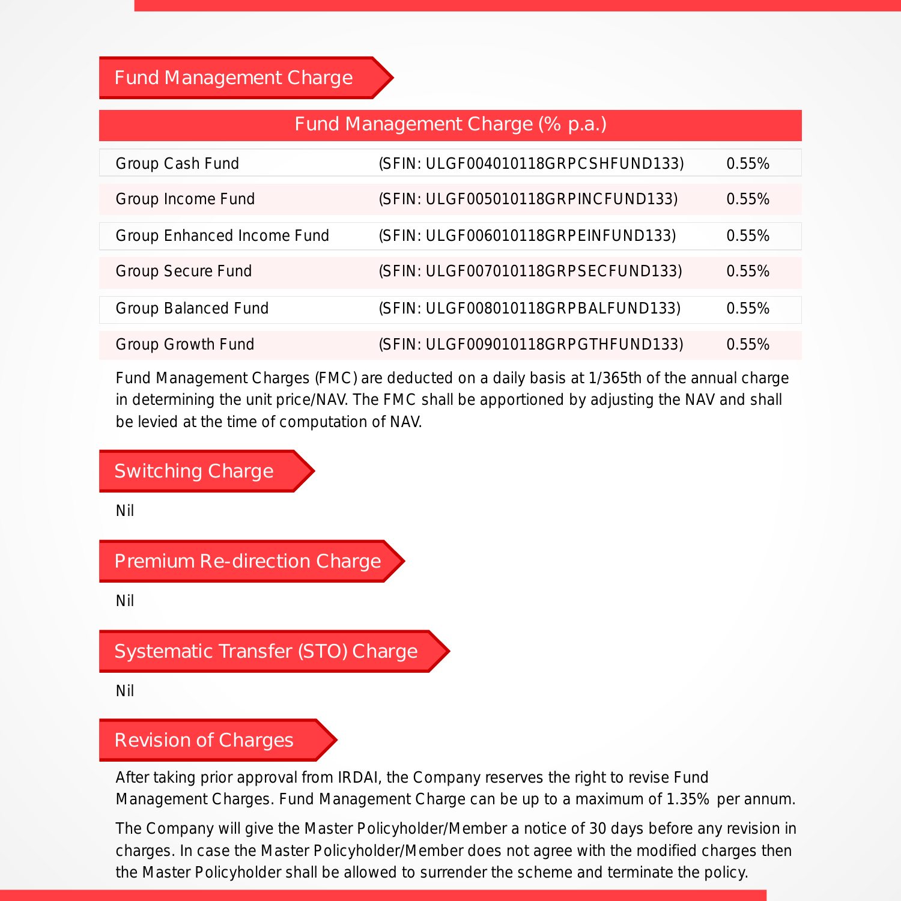## Fund Management Charge

| Fund Management Charge (% p.a.) | | |
|---|---|---|
| Group Cash Fund | (SFIN: ULGF004010118GRPCSHFUND133) | 0.55% |
| Group Income Fund | (SFIN: ULGF005010118GRPINCFUND133) | 0.55% |
| Group Enhanced Income Fund | (SFIN: ULGF006010118GRPEINFUND133) | 0.55% |
| Group Secure Fund | (SFIN: ULGF007010118GRPSECFUND133) | 0.55% |
| Group Balanced Fund | (SFIN: ULGF008010118GRPBALFUND133) | 0.55% |
| Group Growth Fund | (SFIN: ULGF009010118GRPGTHFUND133) | 0.55% |

Fund Management Charges (FMC) are deducted on a daily basis at 1/365th of the annual charge in determining the unit price/NAV. The FMC shall be apportioned by adjusting the NAV and shall be levied at the time of computation of NAV.

## Switching Charge

Nil

## Premium Re-direction Charge

Nil

## Systematic Transfer (STO) Charge

Nil

## Revision of Charges

After taking prior approval from IRDAI, the Company reserves the right to revise Fund Management Charges. Fund Management Charge can be up to a maximum of 1.35% per annum.

The Company will give the Master Policyholder/Member a notice of 30 days before any revision in charges. In case the Master Policyholder/Member does not agree with the modified charges then the Master Policyholder shall be allowed to surrender the scheme and terminate the policy.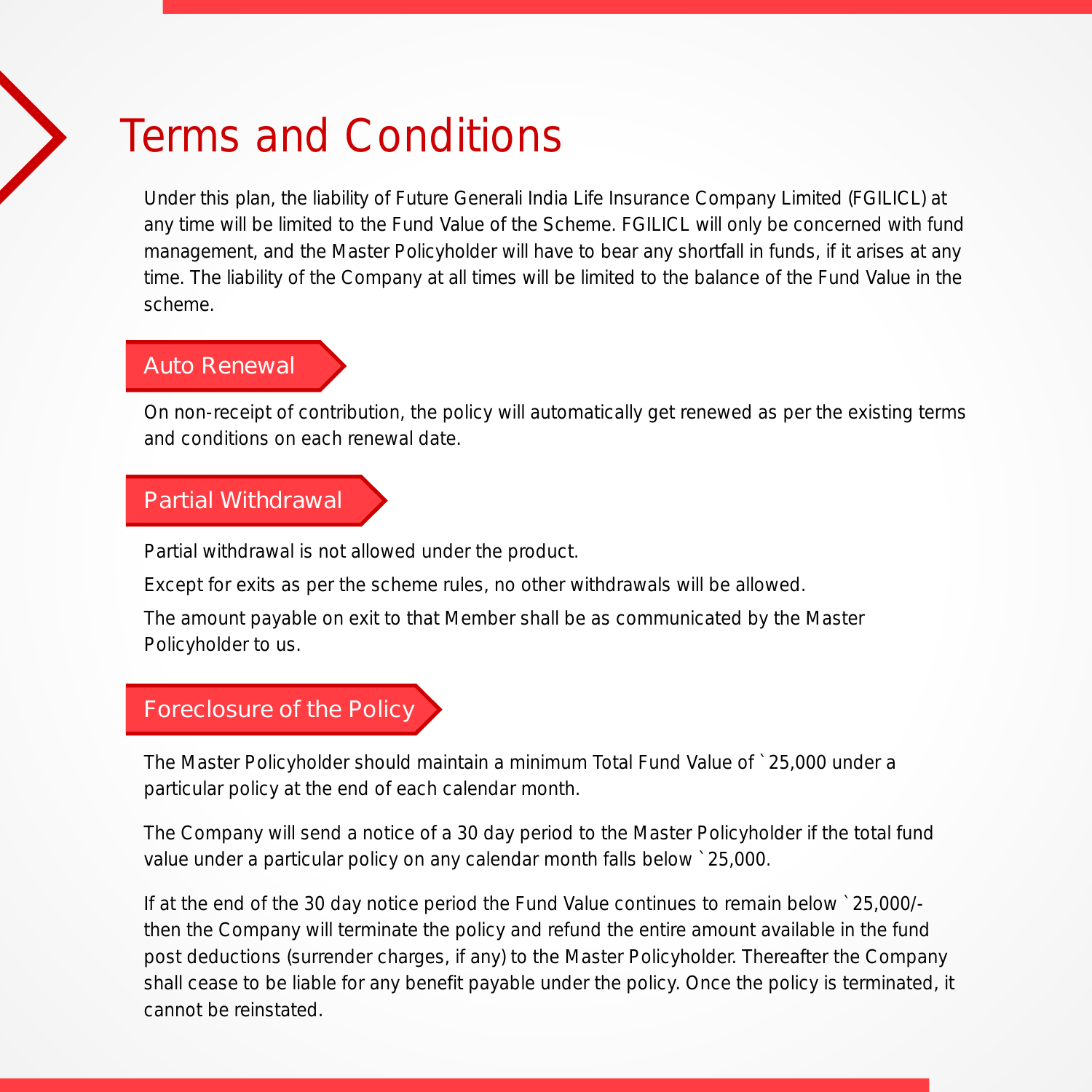# Terms and Conditions

Under this plan, the liability of Future Generali India Life Insurance Company Limited (FGILICL) at any time will be limited to the Fund Value of the Scheme. FGILICL will only be concerned with fund management, and the Master Policyholder will have to bear any shortfall in funds, if it arises at any time. The liability of the Company at all times will be limited to the balance of the Fund Value in the scheme.

## Auto Renewal

On non-receipt of contribution, the policy will automatically get renewed as per the existing terms and conditions on each renewal date.

## Partial Withdrawal

Partial withdrawal is not allowed under the product.

Except for exits as per the scheme rules, no other withdrawals will be allowed.

The amount payable on exit to that Member shall be as communicated by the Master Policyholder to us.

## Foreclosure of the Policy

The Master Policyholder should maintain a minimum Total Fund Value of ` 25,000 under a particular policy at the end of each calendar month.

The Company will send a notice of a 30 day period to the Master Policyholder if the total fund value under a particular policy on any calendar month falls below ` 25,000.

If at the end of the 30 day notice period the Fund Value continues to remain below ` 25,000/- then the Company will terminate the policy and refund the entire amount available in the fund post deductions (surrender charges, if any) to the Master Policyholder. Thereafter the Company shall cease to be liable for any benefit payable under the policy. Once the policy is terminated, it cannot be reinstated.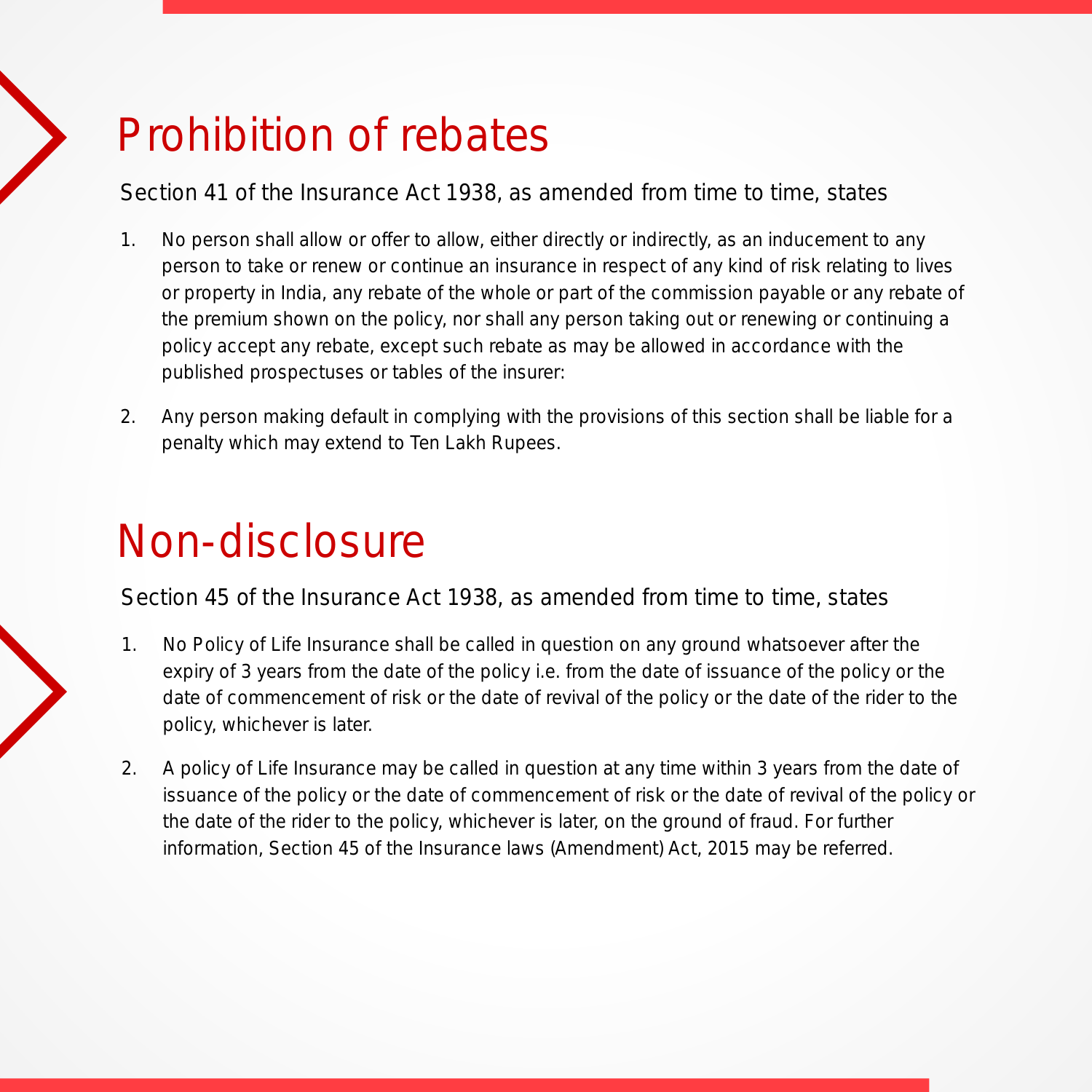# Prohibition of rebates

Section 41 of the Insurance Act 1938, as amended from time to time, states

1. No person shall allow or offer to allow, either directly or indirectly, as an inducement to any person to take or renew or continue an insurance in respect of any kind of risk relating to lives or property in India, any rebate of the whole or part of the commission payable or any rebate of the premium shown on the policy, nor shall any person taking out or renewing or continuing a policy accept any rebate, except such rebate as may be allowed in accordance with the published prospectuses or tables of the insurer:
2. Any person making default in complying with the provisions of this section shall be liable for a penalty which may extend to Ten Lakh Rupees.

# Non-disclosure

Section 45 of the Insurance Act 1938, as amended from time to time, states

1. No Policy of Life Insurance shall be called in question on any ground whatsoever after the expiry of 3 years from the date of the policy i.e. from the date of issuance of the policy or the date of commencement of risk or the date of revival of the policy or the date of the rider to the policy, whichever is later.
2. A policy of Life Insurance may be called in question at any time within 3 years from the date of issuance of the policy or the date of commencement of risk or the date of revival of the policy or the date of the rider to the policy, whichever is later, on the ground of fraud. For further information, Section 45 of the Insurance laws (Amendment) Act, 2015 may be referred.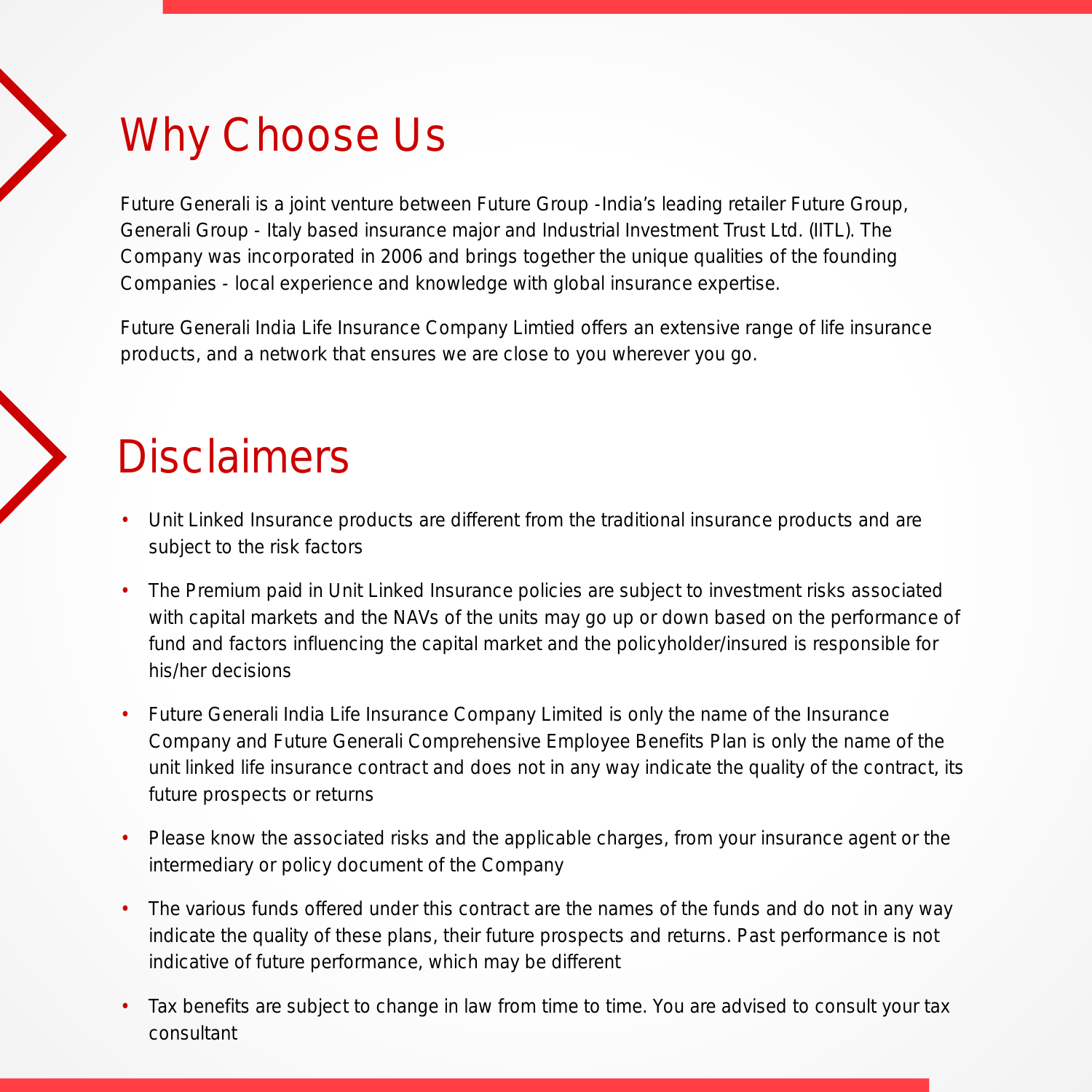# Why Choose Us

Future Generali is a joint venture between Future Group -India's leading retailer Future Group, Generali Group - Italy based insurance major and Industrial Investment Trust Ltd. (IITL). The Company was incorporated in 2006 and brings together the unique qualities of the founding Companies - local experience and knowledge with global insurance expertise.

Future Generali India Life Insurance Company Limtied offers an extensive range of life insurance products, and a network that ensures we are close to you wherever you go.

# Disclaimers

- Unit Linked Insurance products are different from the traditional insurance products and are subject to the risk factors
- The Premium paid in Unit Linked Insurance policies are subject to investment risks associated with capital markets and the NAVs of the units may go up or down based on the performance of fund and factors influencing the capital market and the policyholder/insured is responsible for his/her decisions
- Future Generali India Life Insurance Company Limited is only the name of the Insurance Company and Future Generali Comprehensive Employee Benefits Plan is only the name of the unit linked life insurance contract and does not in any way indicate the quality of the contract, its future prospects or returns
- Please know the associated risks and the applicable charges, from your insurance agent or the intermediary or policy document of the Company
- The various funds offered under this contract are the names of the funds and do not in any way indicate the quality of these plans, their future prospects and returns. Past performance is not indicative of future performance, which may be different
- Tax benefits are subject to change in law from time to time. You are advised to consult your tax consultant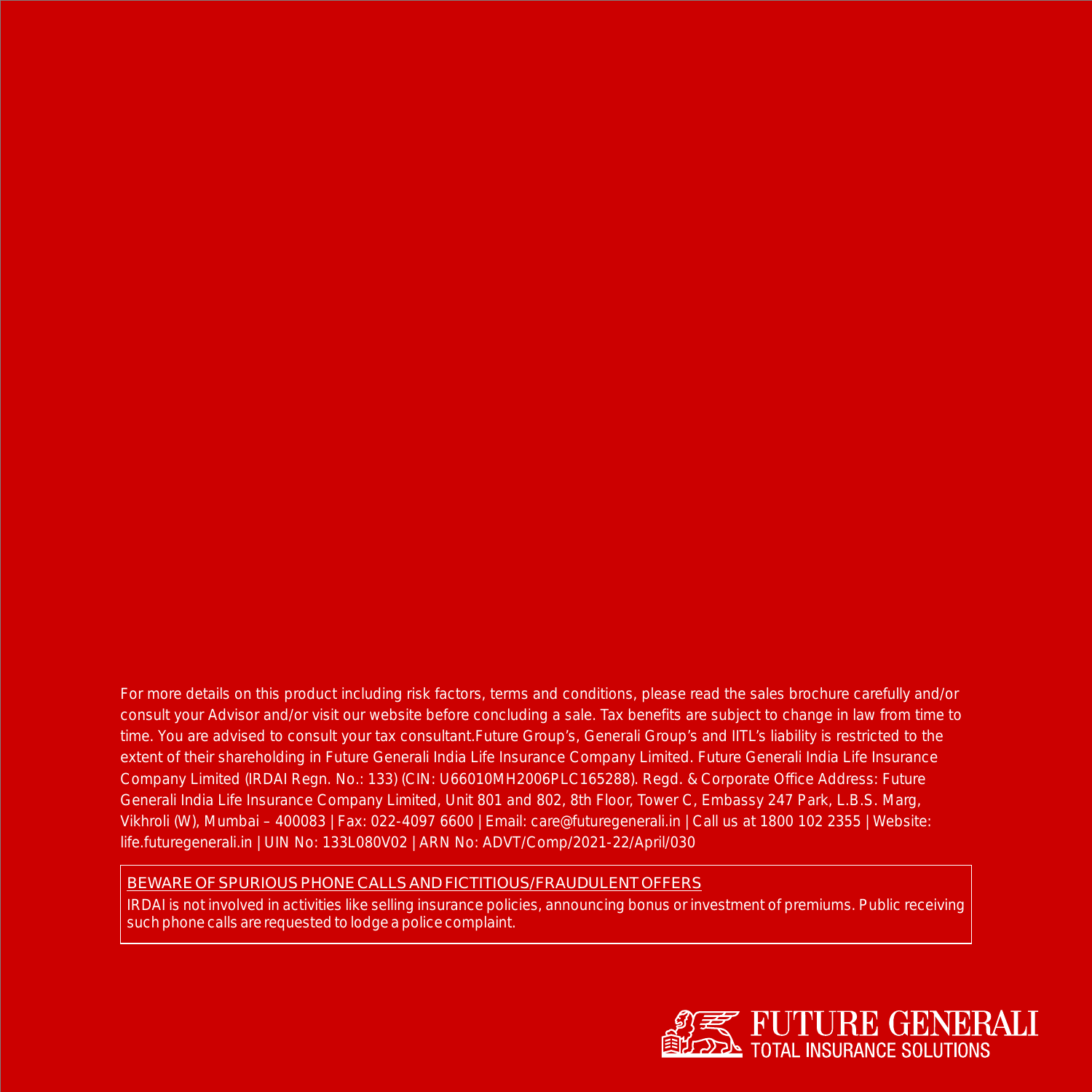For more details on this product including risk factors, terms and conditions, please read the sales brochure carefully and/or consult your Advisor and/or visit our website before concluding a sale. Tax benefits are subject to change in law from time to time. You are advised to consult your tax consultant.Future Group's, Generali Group's and IITL's liability is restricted to the extent of their shareholding in Future Generali India Life Insurance Company Limited. Future Generali India Life Insurance Company Limited (IRDAI Regn. No.: 133) (CIN: U66010MH2006PLC165288). Regd. & Corporate Office Address: Future Generali India Life Insurance Company Limited, Unit 801 and 802, 8th Floor, Tower C, Embassy 247 Park, L.B.S. Marg, Vikhroli (W), Mumbai – 400083 | Fax: 022-4097 6600 | Email: care@futuregenerali.in | Call us at 1800 102 2355 | Website: life.futuregenerali.in | UIN No: 133L080V02 | ARN No: ADVT/Comp/2021-22/April/030

BEWARE OF SPURIOUS PHONE CALLS AND FICTITIOUS/FRAUDULENT OFFERS

IRDAI is not involved in activities like selling insurance policies, announcing bonus or investment of premiums. Public receiving such phone calls are requested to lodge a police complaint.

FUTURE GENERALI
TOTAL INSURANCE SOLUTIONS